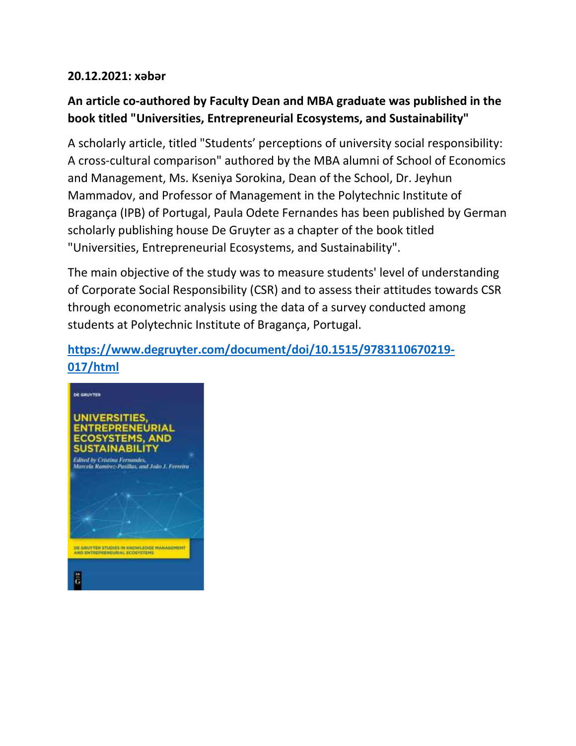**20.12.2021: xəbər**

**An article co-authored by Faculty Dean and MBA graduate was published in the book titled "Universities, Entrepreneurial Ecosystems, and Sustainability"**

A scholarly article, titled "Students' perceptions of university social responsibility: A cross-cultural comparison" authored by the MBA alumni of School of Economics and Management, Ms. Kseniya Sorokina, Dean of the School, Dr. Jeyhun Mammadov, and Professor of Management in the Polytechnic Institute of Bragança (IPB) of Portugal, Paula Odete Fernandes has been published by German scholarly publishing house De Gruyter as a chapter of the book titled "Universities, Entrepreneurial Ecosystems, and Sustainability".

The main objective of the study was to measure students' level of understanding of Corporate Social Responsibility (CSR) and to assess their attitudes towards CSR through econometric analysis using the data of a survey conducted among students at Polytechnic Institute of Bragança, Portugal.

[https://www.degruyter.com/document/doi/10.1515/9783110670219-017/html](https://www.degruyter.com/document/doi/10.1515/9783110670219-017/html)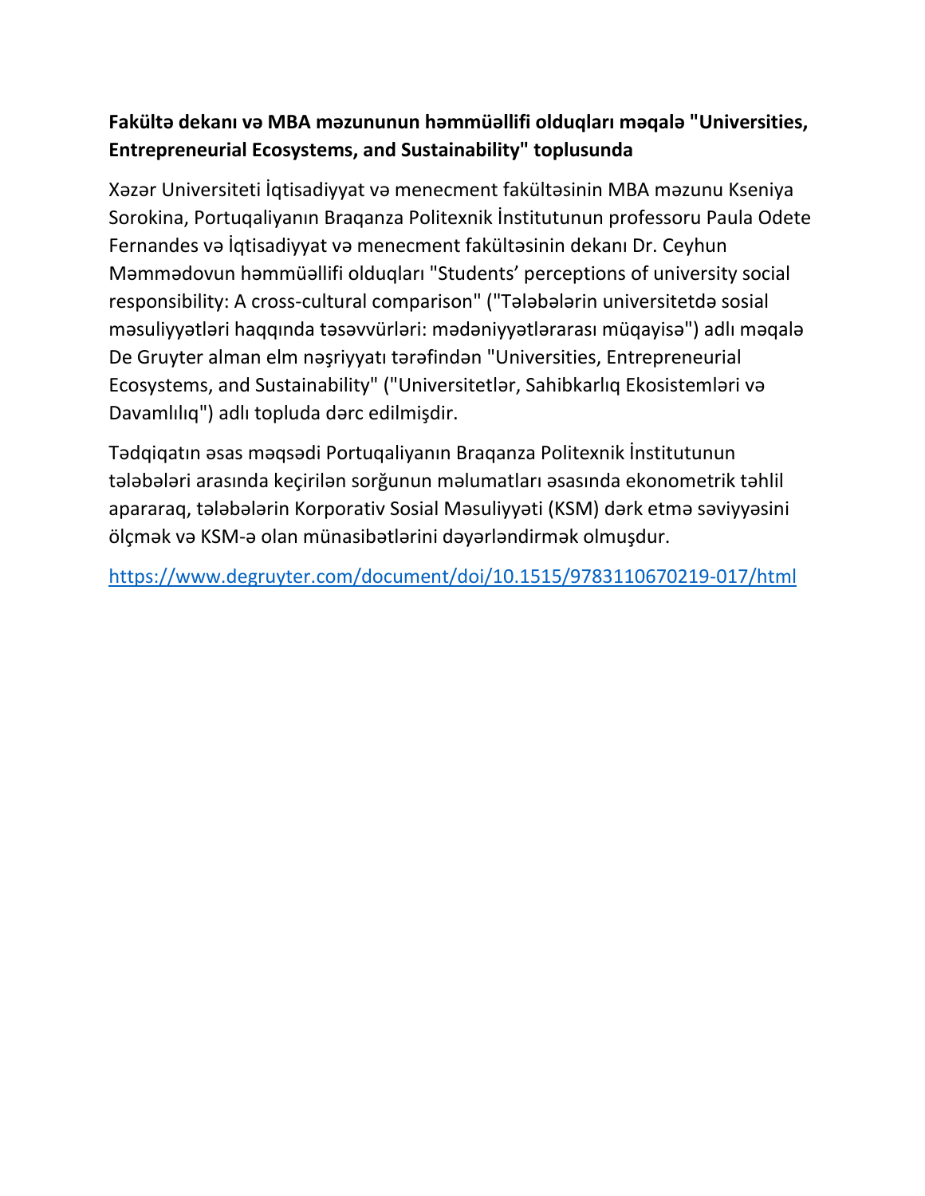**Fakültə dekanı və MBA məzununun həmmüəllifi olduqları məqalə "Universities, Entrepreneurial Ecosystems, and Sustainability" toplusunda**

Xəzər Universiteti İqtisadiyyat və menecment fakültəsinin MBA məzunu Kseniya Sorokina, Portuqaliyanın Braqanza Politexnik İnstitutunun professoru Paula Odete Fernandes və İqtisadiyyat və menecment fakültəsinin dekanı Dr. Ceyhun Məmmədovun həmmüəllifi olduqları "Students’ perceptions of university social responsibility: A cross-cultural comparison" ("Tələbələrin universitetdə sosial məsuliyyətləri haqqında təsəvvürləri: mədəniyyətlərarası müqayisə") adlı məqalə De Gruyter alman elm nəşriyyatı tərəfindən "Universities, Entrepreneurial Ecosystems, and Sustainability" ("Universitetlər, Sahibkarlıq Ekosistemləri və Davamlılıq") adlı topluda dərc edilmişdir.

Tədqiqatın əsas məqsədi Portuqaliyanın Braqanza Politexnik İnstitutunun tələbələri arasında keçirilən sorğunun məlumatları əsasında ekonometrik təhlil apararaq, tələbələrin Korporativ Sosial Məsuliyyəti (KSM) dərk etmə səviyyəsini ölçmək və KSM-ə olan münasibətlərini dəyərləndirmək olmuşdur.

https://www.degruyter.com/document/doi/10.1515/9783110670219-017/html